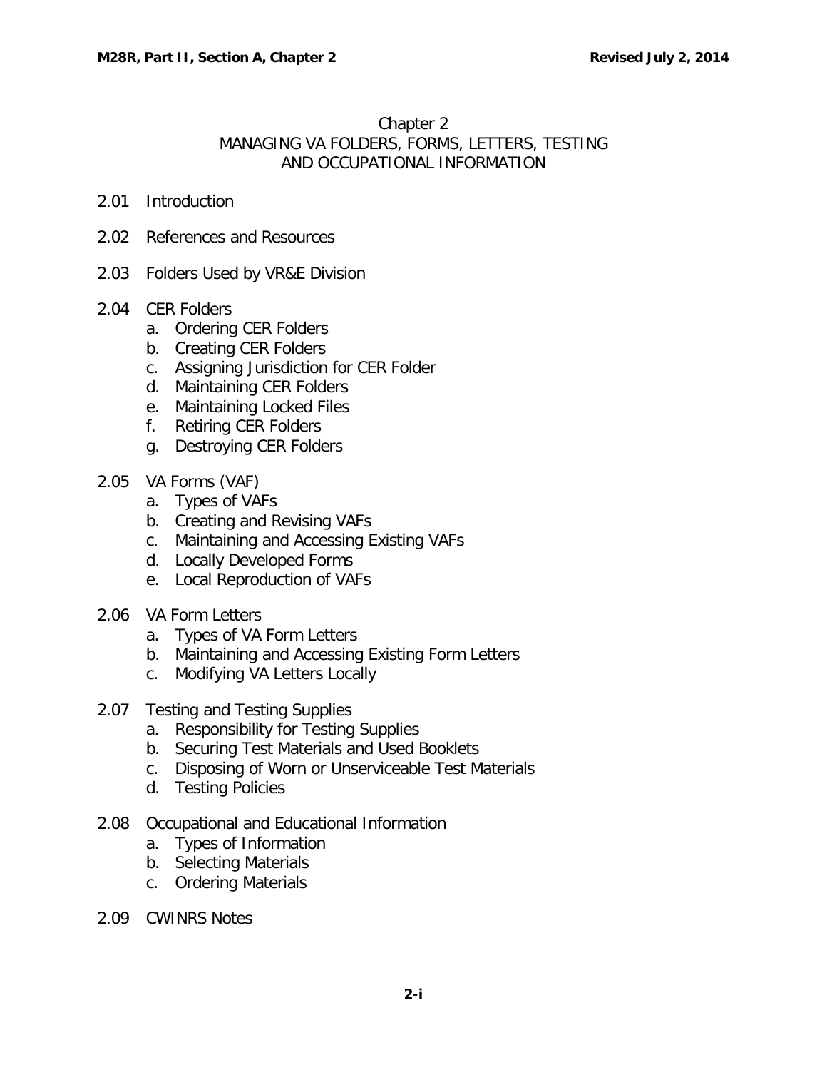# Chapter 2
# MANAGING VA FOLDERS, FORMS, LETTERS, TESTING AND OCCUPATIONAL INFORMATION

2.01 Introduction

2.02 References and Resources

2.03 Folders Used by VR&E Division

2.04 CER Folders
- a. Ordering CER Folders
- b. Creating CER Folders
- c. Assigning Jurisdiction for CER Folder
- d. Maintaining CER Folders
- e. Maintaining Locked Files
- f. Retiring CER Folders
- g. Destroying CER Folders

2.05 VA Forms (VAF)
- a. Types of VAFs
- b. Creating and Revising VAFs
- c. Maintaining and Accessing Existing VAFs
- d. Locally Developed Forms
- e. Local Reproduction of VAFs

2.06 VA Form Letters
- a. Types of VA Form Letters
- b. Maintaining and Accessing Existing Form Letters
- c. Modifying VA Letters Locally

2.07 Testing and Testing Supplies
- a. Responsibility for Testing Supplies
- b. Securing Test Materials and Used Booklets
- c. Disposing of Worn or Unserviceable Test Materials
- d. Testing Policies

2.08 Occupational and Educational Information
- a. Types of Information
- b. Selecting Materials
- c. Ordering Materials

2.09 CWINRS Notes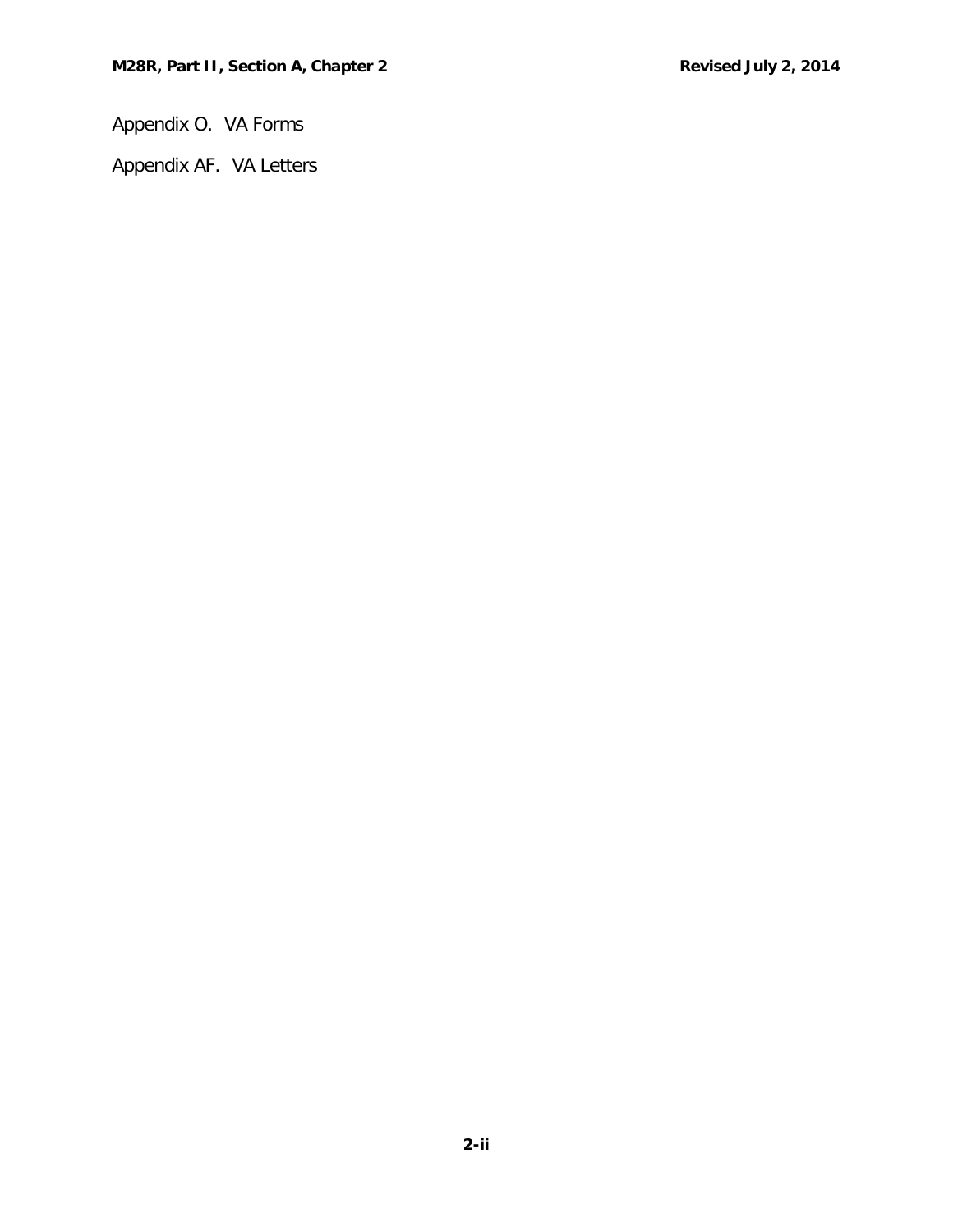Appendix O.  VA Forms

Appendix AF.  VA Letters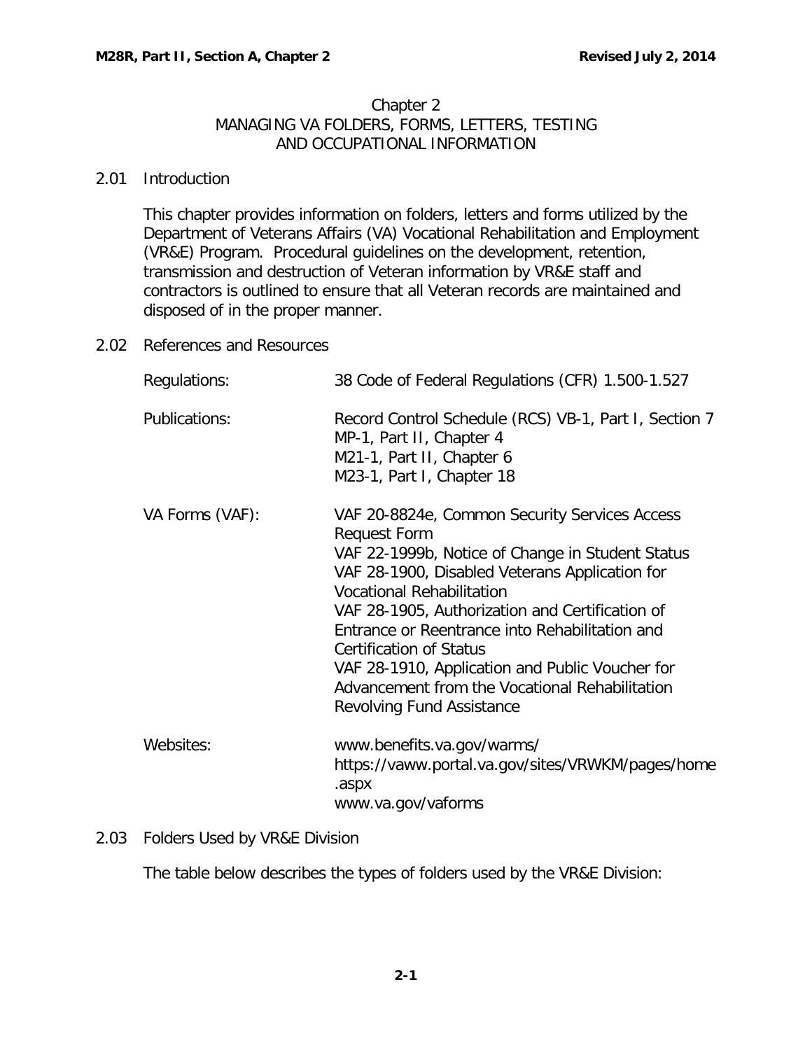# Chapter 2
# MANAGING VA FOLDERS, FORMS, LETTERS, TESTING AND OCCUPATIONAL INFORMATION

## 2.01 Introduction

This chapter provides information on folders, letters and forms utilized by the Department of Veterans Affairs (VA) Vocational Rehabilitation and Employment (VR&E) Program. Procedural guidelines on the development, retention, transmission and destruction of Veteran information by VR&E staff and contractors is outlined to ensure that all Veteran records are maintained and disposed of in the proper manner.

## 2.02 References and Resources

| | |
|---|---|
| Regulations: | 38 Code of Federal Regulations (CFR) 1.500-1.527 |
| Publications: | Record Control Schedule (RCS) VB-1, Part I, Section 7<br>MP-1, Part II, Chapter 4<br>M21-1, Part II, Chapter 6<br>M23-1, Part I, Chapter 18 |
| VA Forms (VAF): | VAF 20-8824e, Common Security Services Access Request Form<br>VAF 22-1999b, Notice of Change in Student Status<br>VAF 28-1900, Disabled Veterans Application for Vocational Rehabilitation<br>VAF 28-1905, Authorization and Certification of Entrance or Reentrance into Rehabilitation and Certification of Status<br>VAF 28-1910, Application and Public Voucher for Advancement from the Vocational Rehabilitation Revolving Fund Assistance |
| Websites: | www.benefits.va.gov/warms/<br>https://vaww.portal.va.gov/sites/VRWKM/pages/home.aspx<br>www.va.gov/vaforms |

## 2.03 Folders Used by VR&E Division

The table below describes the types of folders used by the VR&E Division: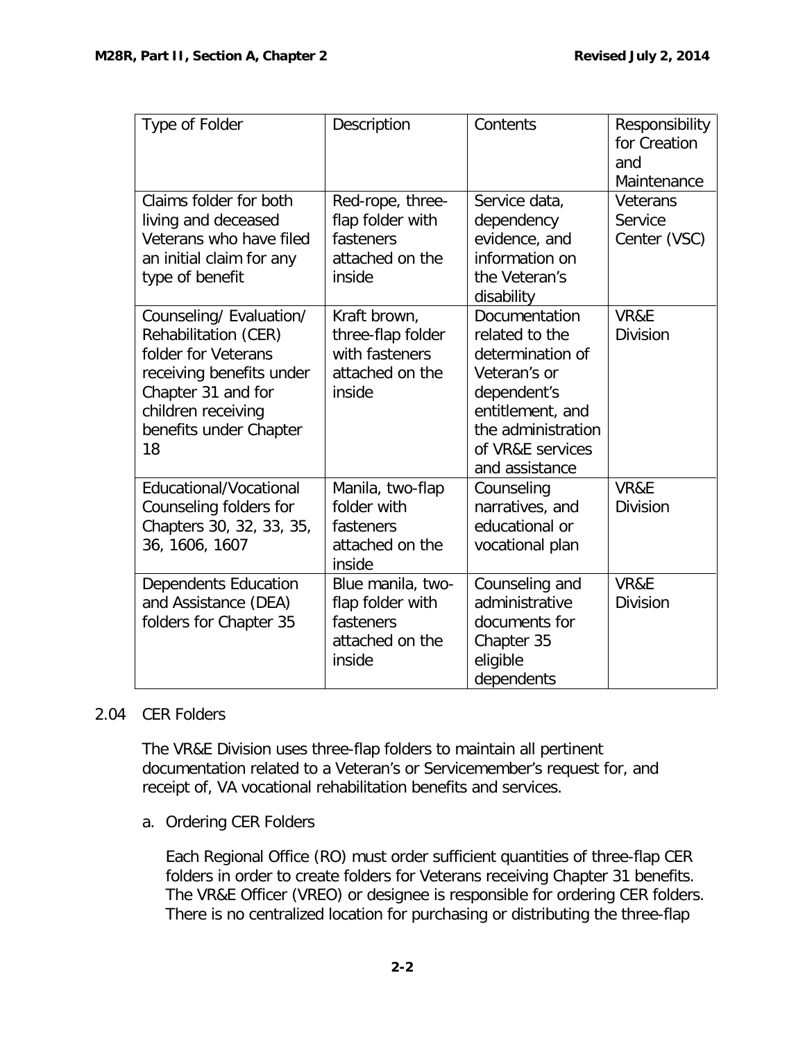| Type of Folder | Description | Contents | Responsibility for Creation and Maintenance |
|---|---|---|---|
| Claims folder for both living and deceased Veterans who have filed an initial claim for any type of benefit | Red-rope, three-flap folder with fasteners attached on the inside | Service data, dependency evidence, and information on the Veteran's disability | Veterans Service Center (VSC) |
| Counseling/ Evaluation/ Rehabilitation (CER) folder for Veterans receiving benefits under Chapter 31 and for children receiving benefits under Chapter 18 | Kraft brown, three-flap folder with fasteners attached on the inside | Documentation related to the determination of Veteran's or dependent's entitlement, and the administration of VR&E services and assistance | VR&E Division |
| Educational/Vocational Counseling folders for Chapters 30, 32, 33, 35, 36, 1606, 1607 | Manila, two-flap folder with fasteners attached on the inside | Counseling narratives, and educational or vocational plan | VR&E Division |
| Dependents Education and Assistance (DEA) folders for Chapter 35 | Blue manila, two-flap folder with fasteners attached on the inside | Counseling and administrative documents for Chapter 35 eligible dependents | VR&E Division |

## 2.04 CER Folders

The VR&E Division uses three-flap folders to maintain all pertinent documentation related to a Veteran's or Servicemember's request for, and receipt of, VA vocational rehabilitation benefits and services.

### a. Ordering CER Folders

Each Regional Office (RO) must order sufficient quantities of three-flap CER folders in order to create folders for Veterans receiving Chapter 31 benefits. The VR&E Officer (VREO) or designee is responsible for ordering CER folders. There is no centralized location for purchasing or distributing the three-flap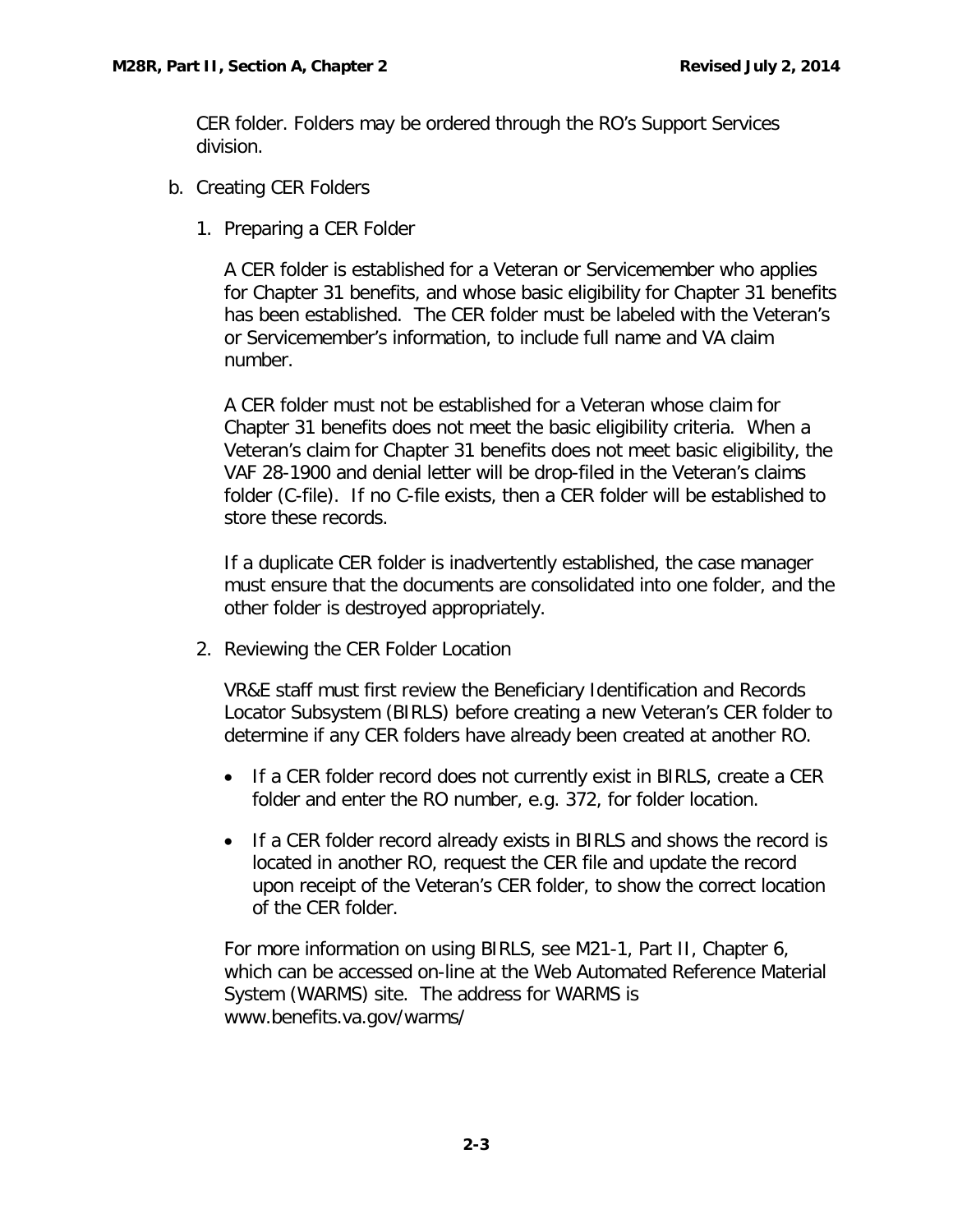CER folder. Folders may be ordered through the RO's Support Services division.

b. Creating CER Folders

1. Preparing a CER Folder

A CER folder is established for a Veteran or Servicemember who applies for Chapter 31 benefits, and whose basic eligibility for Chapter 31 benefits has been established. The CER folder must be labeled with the Veteran's or Servicemember's information, to include full name and VA claim number.

A CER folder must not be established for a Veteran whose claim for Chapter 31 benefits does not meet the basic eligibility criteria. When a Veteran's claim for Chapter 31 benefits does not meet basic eligibility, the VAF 28-1900 and denial letter will be drop-filed in the Veteran's claims folder (C-file). If no C-file exists, then a CER folder will be established to store these records.

If a duplicate CER folder is inadvertently established, the case manager must ensure that the documents are consolidated into one folder, and the other folder is destroyed appropriately.

2. Reviewing the CER Folder Location

VR&E staff must first review the Beneficiary Identification and Records Locator Subsystem (BIRLS) before creating a new Veteran's CER folder to determine if any CER folders have already been created at another RO.

- If a CER folder record does not currently exist in BIRLS, create a CER folder and enter the RO number, e.g. 372, for folder location.
- If a CER folder record already exists in BIRLS and shows the record is located in another RO, request the CER file and update the record upon receipt of the Veteran's CER folder, to show the correct location of the CER folder.

For more information on using BIRLS, see M21-1, Part II, Chapter 6, which can be accessed on-line at the Web Automated Reference Material System (WARMS) site. The address for WARMS is www.benefits.va.gov/warms/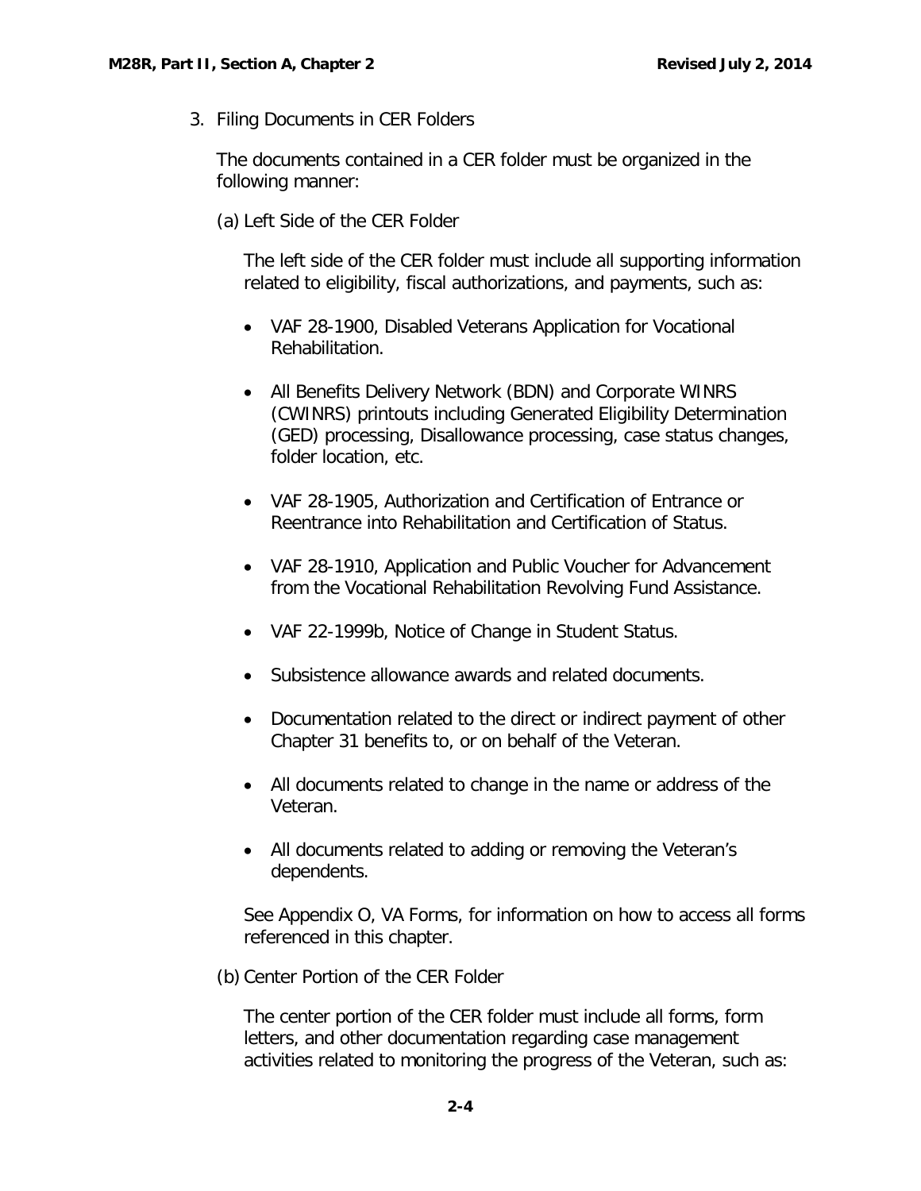3. Filing Documents in CER Folders

The documents contained in a CER folder must be organized in the following manner:

(a) Left Side of the CER Folder

The left side of the CER folder must include all supporting information related to eligibility, fiscal authorizations, and payments, such as:

- VAF 28-1900, Disabled Veterans Application for Vocational Rehabilitation.
- All Benefits Delivery Network (BDN) and Corporate WINRS (CWINRS) printouts including Generated Eligibility Determination (GED) processing, Disallowance processing, case status changes, folder location, etc.
- VAF 28-1905, Authorization and Certification of Entrance or Reentrance into Rehabilitation and Certification of Status.
- VAF 28-1910, Application and Public Voucher for Advancement from the Vocational Rehabilitation Revolving Fund Assistance.
- VAF 22-1999b, Notice of Change in Student Status.
- Subsistence allowance awards and related documents.
- Documentation related to the direct or indirect payment of other Chapter 31 benefits to, or on behalf of the Veteran.
- All documents related to change in the name or address of the Veteran.
- All documents related to adding or removing the Veteran's dependents.

See Appendix O, VA Forms, for information on how to access all forms referenced in this chapter.

(b) Center Portion of the CER Folder

The center portion of the CER folder must include all forms, form letters, and other documentation regarding case management activities related to monitoring the progress of the Veteran, such as: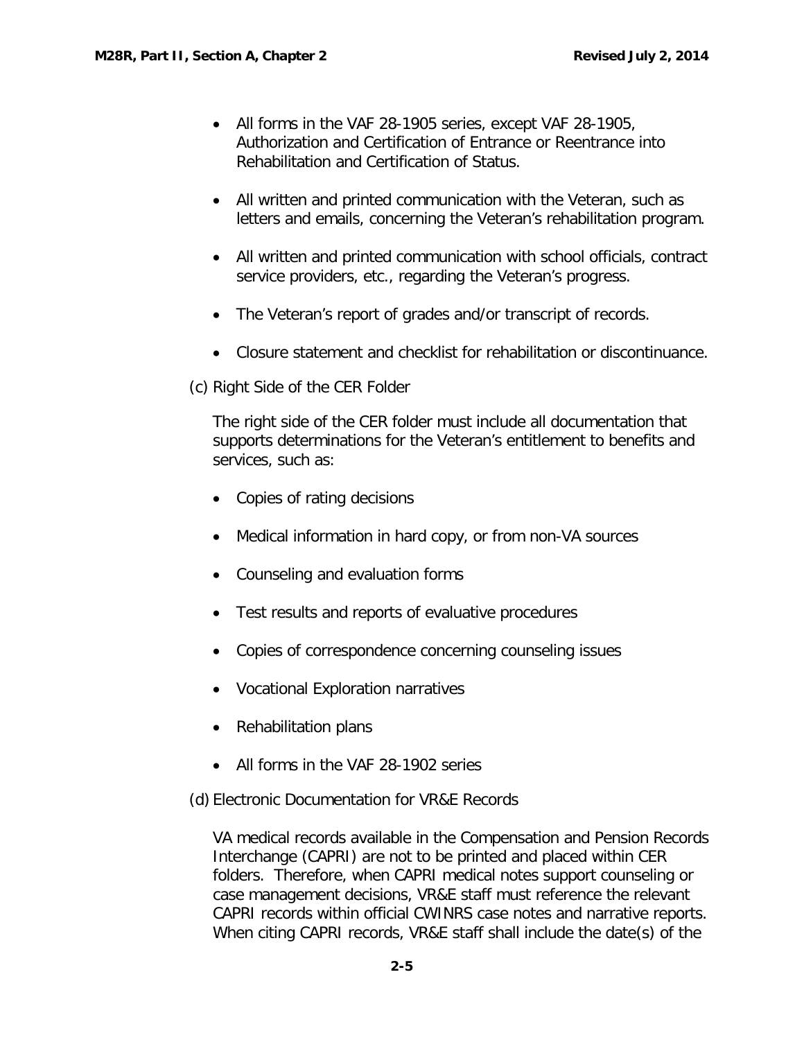- All forms in the VAF 28-1905 series, except VAF 28-1905, Authorization and Certification of Entrance or Reentrance into Rehabilitation and Certification of Status.

- All written and printed communication with the Veteran, such as letters and emails, concerning the Veteran's rehabilitation program.

- All written and printed communication with school officials, contract service providers, etc., regarding the Veteran's progress.

- The Veteran's report of grades and/or transcript of records.

- Closure statement and checklist for rehabilitation or discontinuance.

(c) Right Side of the CER Folder

The right side of the CER folder must include all documentation that supports determinations for the Veteran's entitlement to benefits and services, such as:

- Copies of rating decisions

- Medical information in hard copy, or from non-VA sources

- Counseling and evaluation forms

- Test results and reports of evaluative procedures

- Copies of correspondence concerning counseling issues

- Vocational Exploration narratives

- Rehabilitation plans

- All forms in the VAF 28-1902 series

(d) Electronic Documentation for VR&E Records

VA medical records available in the Compensation and Pension Records Interchange (CAPRI) are not to be printed and placed within CER folders. Therefore, when CAPRI medical notes support counseling or case management decisions, VR&E staff must reference the relevant CAPRI records within official CWINRS case notes and narrative reports. When citing CAPRI records, VR&E staff shall include the date(s) of the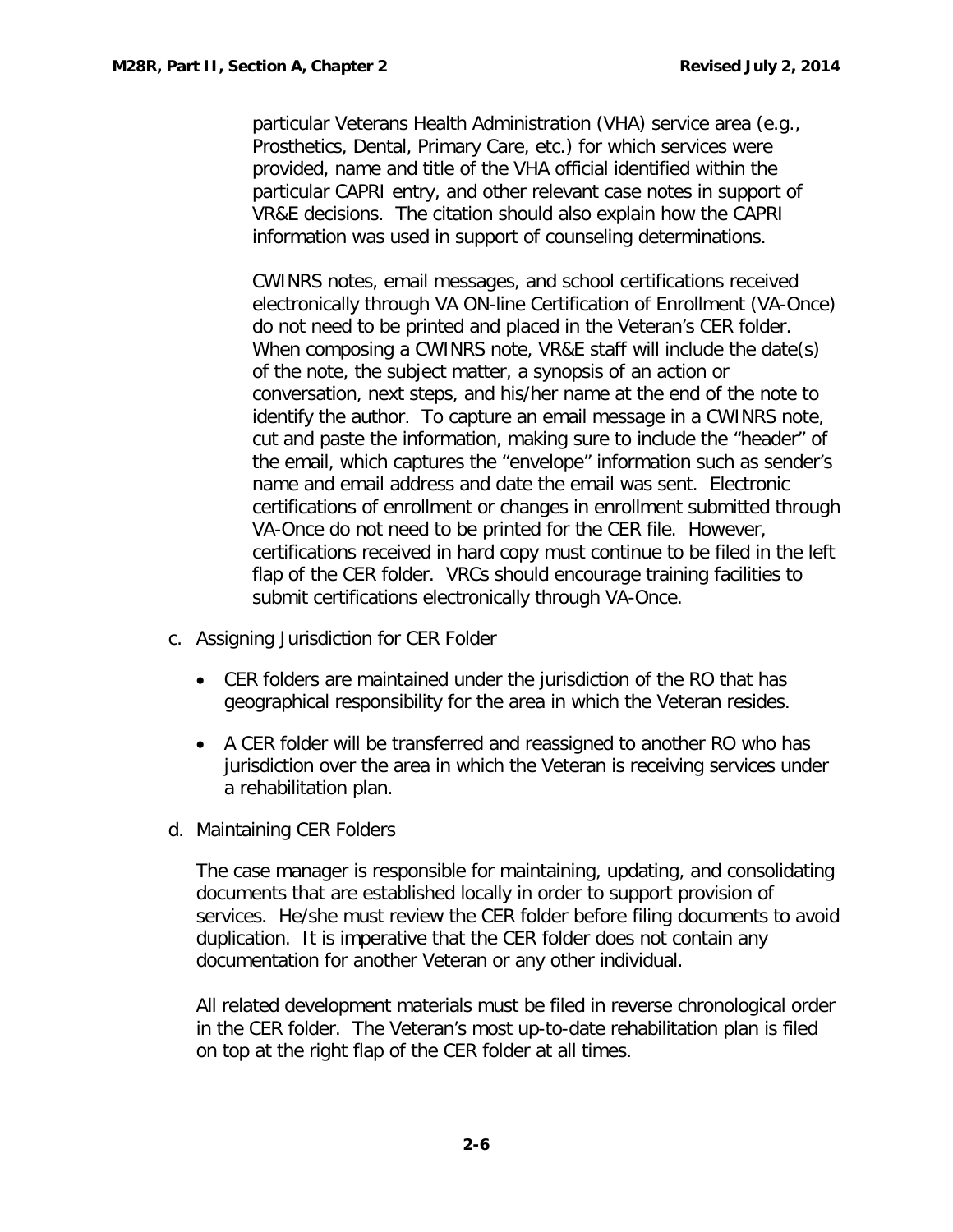particular Veterans Health Administration (VHA) service area (e.g., Prosthetics, Dental, Primary Care, etc.) for which services were provided, name and title of the VHA official identified within the particular CAPRI entry, and other relevant case notes in support of VR&E decisions. The citation should also explain how the CAPRI information was used in support of counseling determinations.

CWINRS notes, email messages, and school certifications received electronically through VA ON-line Certification of Enrollment (VA-Once) do not need to be printed and placed in the Veteran's CER folder. When composing a CWINRS note, VR&E staff will include the date(s) of the note, the subject matter, a synopsis of an action or conversation, next steps, and his/her name at the end of the note to identify the author. To capture an email message in a CWINRS note, cut and paste the information, making sure to include the "header" of the email, which captures the "envelope" information such as sender's name and email address and date the email was sent. Electronic certifications of enrollment or changes in enrollment submitted through VA-Once do not need to be printed for the CER file. However, certifications received in hard copy must continue to be filed in the left flap of the CER folder. VRCs should encourage training facilities to submit certifications electronically through VA-Once.

c. Assigning Jurisdiction for CER Folder

- CER folders are maintained under the jurisdiction of the RO that has geographical responsibility for the area in which the Veteran resides.
- A CER folder will be transferred and reassigned to another RO who has jurisdiction over the area in which the Veteran is receiving services under a rehabilitation plan.

d. Maintaining CER Folders

The case manager is responsible for maintaining, updating, and consolidating documents that are established locally in order to support provision of services. He/she must review the CER folder before filing documents to avoid duplication. It is imperative that the CER folder does not contain any documentation for another Veteran or any other individual.

All related development materials must be filed in reverse chronological order in the CER folder. The Veteran's most up-to-date rehabilitation plan is filed on top at the right flap of the CER folder at all times.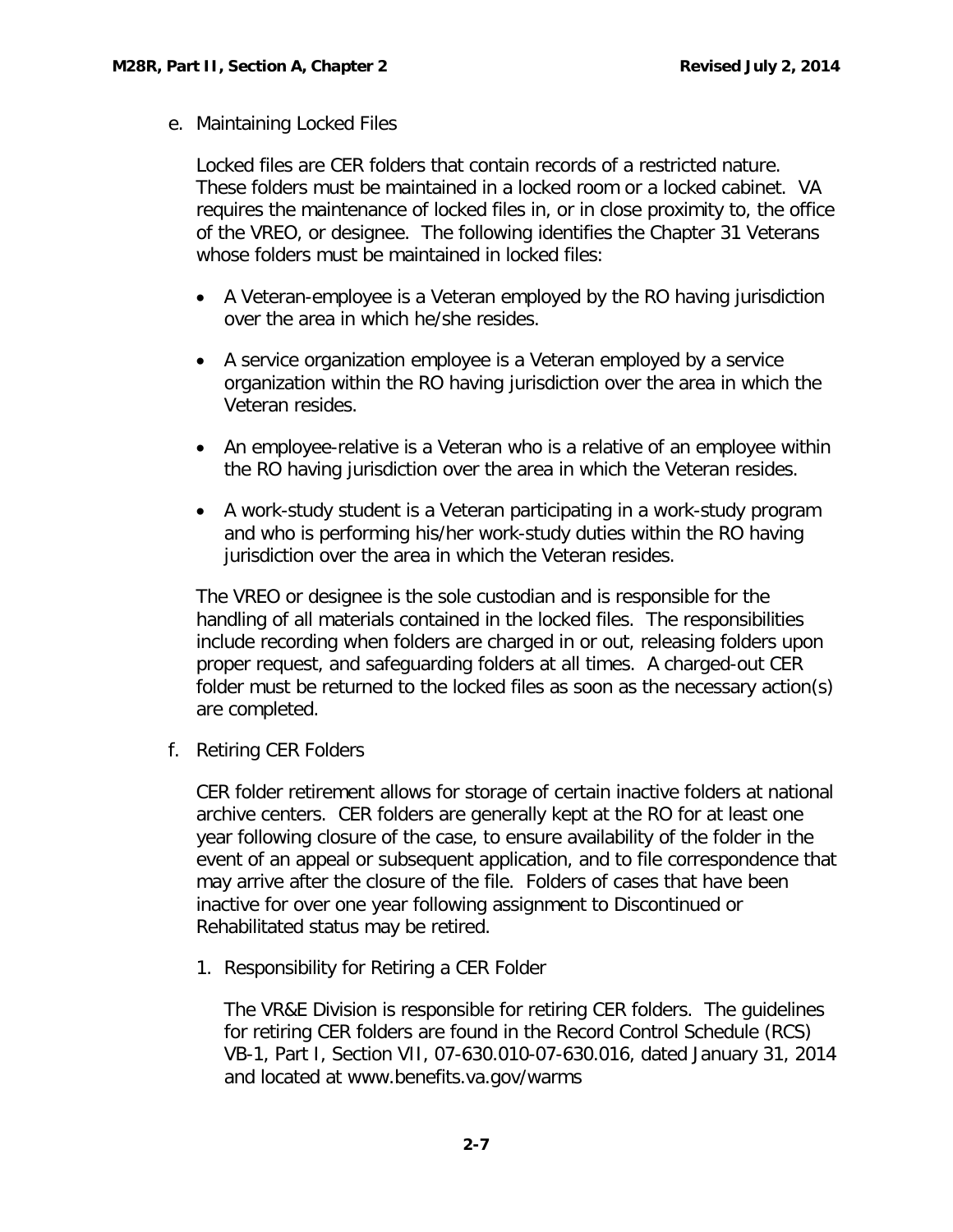e. Maintaining Locked Files

Locked files are CER folders that contain records of a restricted nature. These folders must be maintained in a locked room or a locked cabinet. VA requires the maintenance of locked files in, or in close proximity to, the office of the VREO, or designee. The following identifies the Chapter 31 Veterans whose folders must be maintained in locked files:

- A Veteran-employee is a Veteran employed by the RO having jurisdiction over the area in which he/she resides.
- A service organization employee is a Veteran employed by a service organization within the RO having jurisdiction over the area in which the Veteran resides.
- An employee-relative is a Veteran who is a relative of an employee within the RO having jurisdiction over the area in which the Veteran resides.
- A work-study student is a Veteran participating in a work-study program and who is performing his/her work-study duties within the RO having jurisdiction over the area in which the Veteran resides.

The VREO or designee is the sole custodian and is responsible for the handling of all materials contained in the locked files. The responsibilities include recording when folders are charged in or out, releasing folders upon proper request, and safeguarding folders at all times. A charged-out CER folder must be returned to the locked files as soon as the necessary action(s) are completed.

f. Retiring CER Folders

CER folder retirement allows for storage of certain inactive folders at national archive centers. CER folders are generally kept at the RO for at least one year following closure of the case, to ensure availability of the folder in the event of an appeal or subsequent application, and to file correspondence that may arrive after the closure of the file. Folders of cases that have been inactive for over one year following assignment to Discontinued or Rehabilitated status may be retired.

1. Responsibility for Retiring a CER Folder

The VR&E Division is responsible for retiring CER folders. The guidelines for retiring CER folders are found in the Record Control Schedule (RCS) VB-1, Part I, Section VII, 07-630.010-07-630.016, dated January 31, 2014 and located at www.benefits.va.gov/warms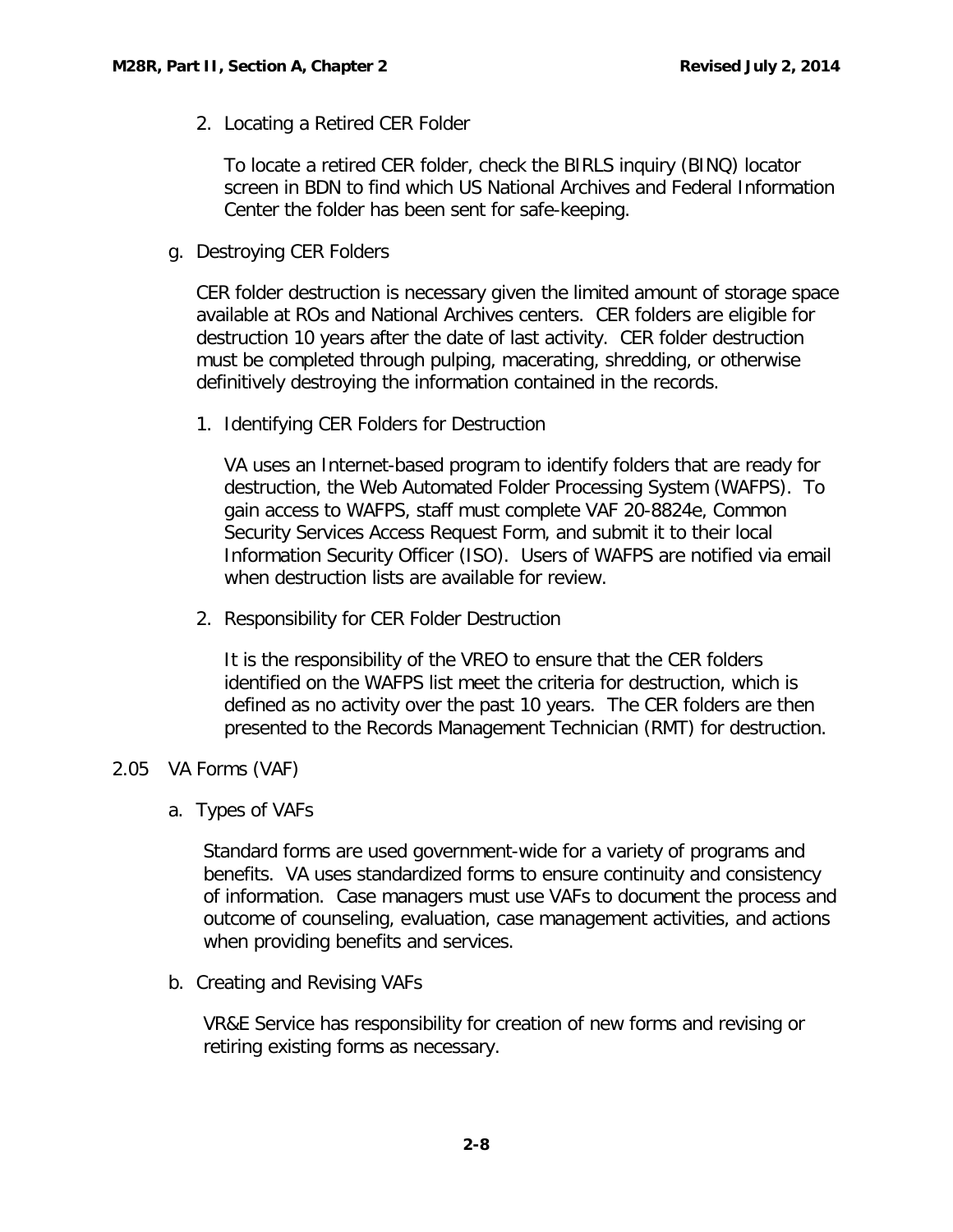2. Locating a Retired CER Folder

   To locate a retired CER folder, check the BIRLS inquiry (BINQ) locator screen in BDN to find which US National Archives and Federal Information Center the folder has been sent for safe-keeping.

g. Destroying CER Folders

   CER folder destruction is necessary given the limited amount of storage space available at ROs and National Archives centers. CER folders are eligible for destruction 10 years after the date of last activity. CER folder destruction must be completed through pulping, macerating, shredding, or otherwise definitively destroying the information contained in the records.

   1. Identifying CER Folders for Destruction

      VA uses an Internet-based program to identify folders that are ready for destruction, the Web Automated Folder Processing System (WAFPS). To gain access to WAFPS, staff must complete VAF 20-8824e, Common Security Services Access Request Form, and submit it to their local Information Security Officer (ISO). Users of WAFPS are notified via email when destruction lists are available for review.

   2. Responsibility for CER Folder Destruction

      It is the responsibility of the VREO to ensure that the CER folders identified on the WAFPS list meet the criteria for destruction, which is defined as no activity over the past 10 years. The CER folders are then presented to the Records Management Technician (RMT) for destruction.

## 2.05 VA Forms (VAF)

a. Types of VAFs

   Standard forms are used government-wide for a variety of programs and benefits. VA uses standardized forms to ensure continuity and consistency of information. Case managers must use VAFs to document the process and outcome of counseling, evaluation, case management activities, and actions when providing benefits and services.

b. Creating and Revising VAFs

   VR&E Service has responsibility for creation of new forms and revising or retiring existing forms as necessary.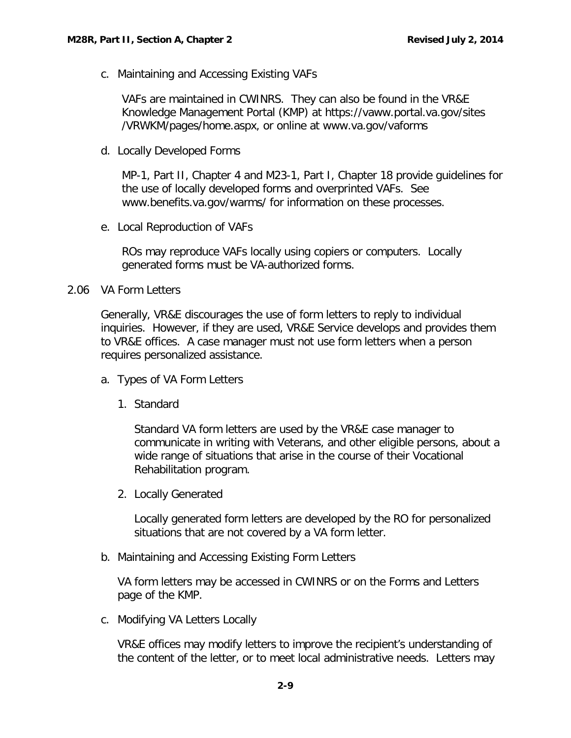c. Maintaining and Accessing Existing VAFs

VAFs are maintained in CWINRS. They can also be found in the VR&E Knowledge Management Portal (KMP) at https://vaww.portal.va.gov/sites/VRWKM/pages/home.aspx, or online at www.va.gov/vaforms

d. Locally Developed Forms

MP-1, Part II, Chapter 4 and M23-1, Part I, Chapter 18 provide guidelines for the use of locally developed forms and overprinted VAFs. See www.benefits.va.gov/warms/ for information on these processes.

e. Local Reproduction of VAFs

ROs may reproduce VAFs locally using copiers or computers. Locally generated forms must be VA-authorized forms.

## 2.06 VA Form Letters

Generally, VR&E discourages the use of form letters to reply to individual inquiries. However, if they are used, VR&E Service develops and provides them to VR&E offices. A case manager must not use form letters when a person requires personalized assistance.

a. Types of VA Form Letters

1. Standard

   Standard VA form letters are used by the VR&E case manager to communicate in writing with Veterans, and other eligible persons, about a wide range of situations that arise in the course of their Vocational Rehabilitation program.

2. Locally Generated

   Locally generated form letters are developed by the RO for personalized situations that are not covered by a VA form letter.

b. Maintaining and Accessing Existing Form Letters

VA form letters may be accessed in CWINRS or on the Forms and Letters page of the KMP.

c. Modifying VA Letters Locally

VR&E offices may modify letters to improve the recipient's understanding of the content of the letter, or to meet local administrative needs. Letters may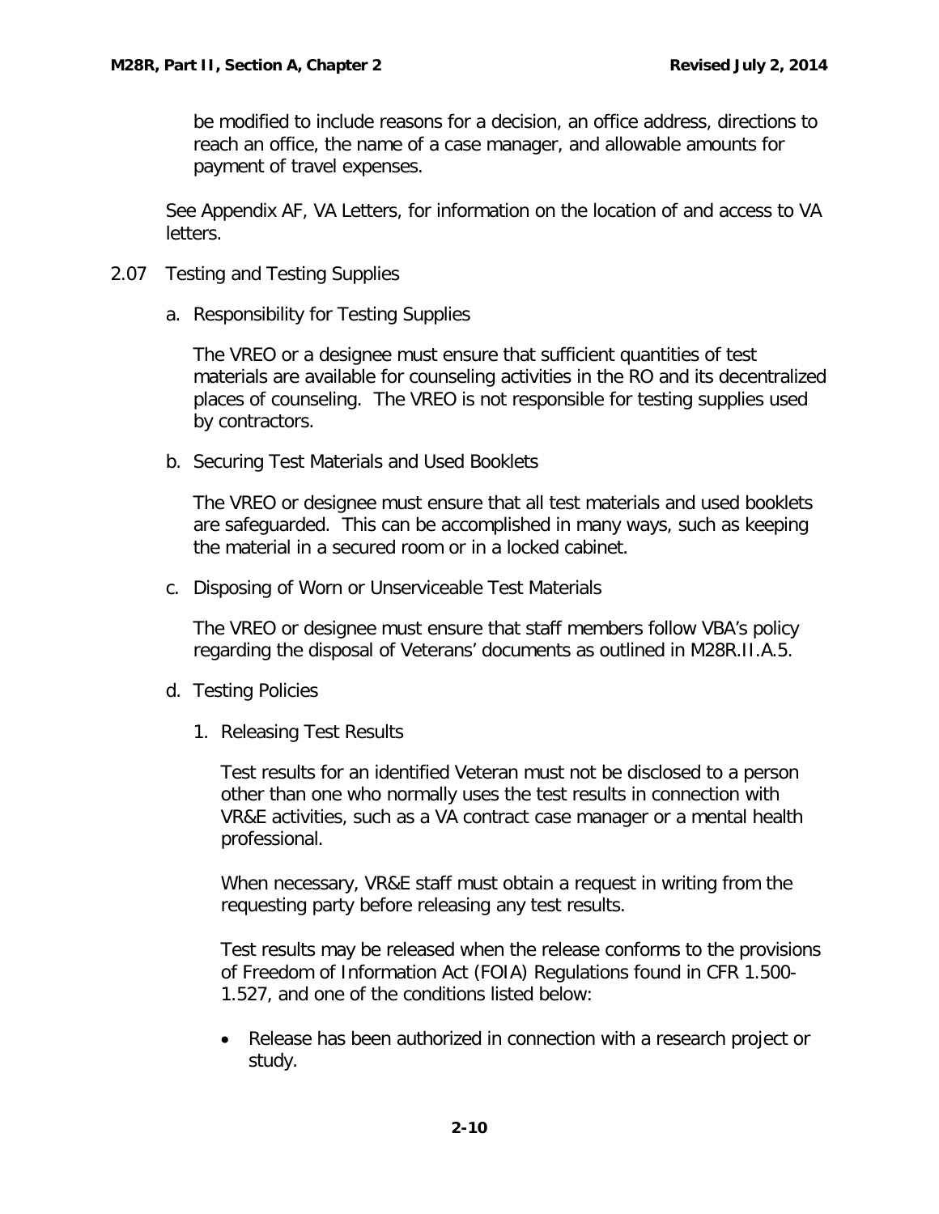be modified to include reasons for a decision, an office address, directions to reach an office, the name of a case manager, and allowable amounts for payment of travel expenses.

See Appendix AF, VA Letters, for information on the location of and access to VA letters.

## 2.07 Testing and Testing Supplies

### a. Responsibility for Testing Supplies

The VREO or a designee must ensure that sufficient quantities of test materials are available for counseling activities in the RO and its decentralized places of counseling. The VREO is not responsible for testing supplies used by contractors.

### b. Securing Test Materials and Used Booklets

The VREO or designee must ensure that all test materials and used booklets are safeguarded. This can be accomplished in many ways, such as keeping the material in a secured room or in a locked cabinet.

### c. Disposing of Worn or Unserviceable Test Materials

The VREO or designee must ensure that staff members follow VBA's policy regarding the disposal of Veterans' documents as outlined in M28R.II.A.5.

### d. Testing Policies

#### 1. Releasing Test Results

Test results for an identified Veteran must not be disclosed to a person other than one who normally uses the test results in connection with VR&E activities, such as a VA contract case manager or a mental health professional.

When necessary, VR&E staff must obtain a request in writing from the requesting party before releasing any test results.

Test results may be released when the release conforms to the provisions of Freedom of Information Act (FOIA) Regulations found in CFR 1.500-1.527, and one of the conditions listed below:

- Release has been authorized in connection with a research project or study.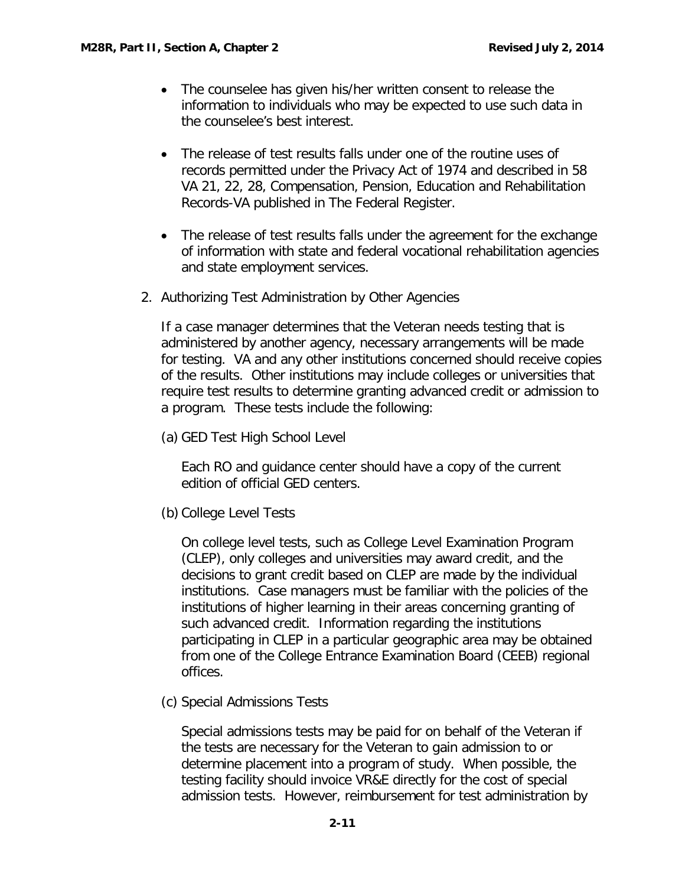- The counselee has given his/her written consent to release the information to individuals who may be expected to use such data in the counselee's best interest.

- The release of test results falls under one of the routine uses of records permitted under the Privacy Act of 1974 and described in 58 VA 21, 22, 28, Compensation, Pension, Education and Rehabilitation Records-VA published in The Federal Register.

- The release of test results falls under the agreement for the exchange of information with state and federal vocational rehabilitation agencies and state employment services.

2. Authorizing Test Administration by Other Agencies

   If a case manager determines that the Veteran needs testing that is administered by another agency, necessary arrangements will be made for testing. VA and any other institutions concerned should receive copies of the results. Other institutions may include colleges or universities that require test results to determine granting advanced credit or admission to a program. These tests include the following:

   (a) GED Test High School Level

   Each RO and guidance center should have a copy of the current edition of official GED centers.

   (b) College Level Tests

   On college level tests, such as College Level Examination Program (CLEP), only colleges and universities may award credit, and the decisions to grant credit based on CLEP are made by the individual institutions. Case managers must be familiar with the policies of the institutions of higher learning in their areas concerning granting of such advanced credit. Information regarding the institutions participating in CLEP in a particular geographic area may be obtained from one of the College Entrance Examination Board (CEEB) regional offices.

   (c) Special Admissions Tests

   Special admissions tests may be paid for on behalf of the Veteran if the tests are necessary for the Veteran to gain admission to or determine placement into a program of study. When possible, the testing facility should invoice VR&E directly for the cost of special admission tests. However, reimbursement for test administration by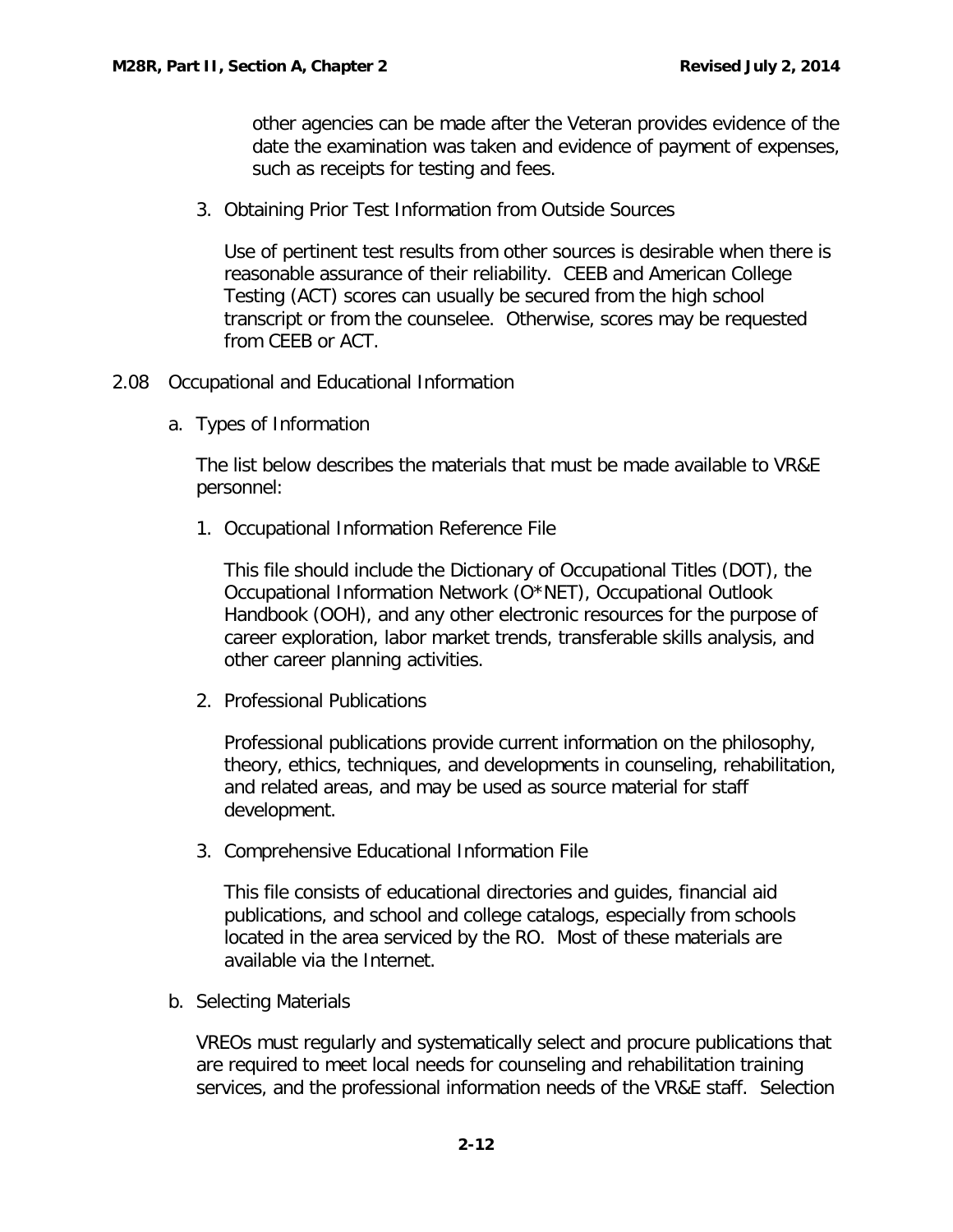other agencies can be made after the Veteran provides evidence of the date the examination was taken and evidence of payment of expenses, such as receipts for testing and fees.

3. Obtaining Prior Test Information from Outside Sources

   Use of pertinent test results from other sources is desirable when there is reasonable assurance of their reliability. CEEB and American College Testing (ACT) scores can usually be secured from the high school transcript or from the counselee. Otherwise, scores may be requested from CEEB or ACT.

## 2.08 Occupational and Educational Information

### a. Types of Information

The list below describes the materials that must be made available to VR&E personnel:

1. Occupational Information Reference File

   This file should include the Dictionary of Occupational Titles (DOT), the Occupational Information Network (O*NET), Occupational Outlook Handbook (OOH), and any other electronic resources for the purpose of career exploration, labor market trends, transferable skills analysis, and other career planning activities.

2. Professional Publications

   Professional publications provide current information on the philosophy, theory, ethics, techniques, and developments in counseling, rehabilitation, and related areas, and may be used as source material for staff development.

3. Comprehensive Educational Information File

   This file consists of educational directories and guides, financial aid publications, and school and college catalogs, especially from schools located in the area serviced by the RO. Most of these materials are available via the Internet.

### b. Selecting Materials

VREOs must regularly and systematically select and procure publications that are required to meet local needs for counseling and rehabilitation training services, and the professional information needs of the VR&E staff. Selection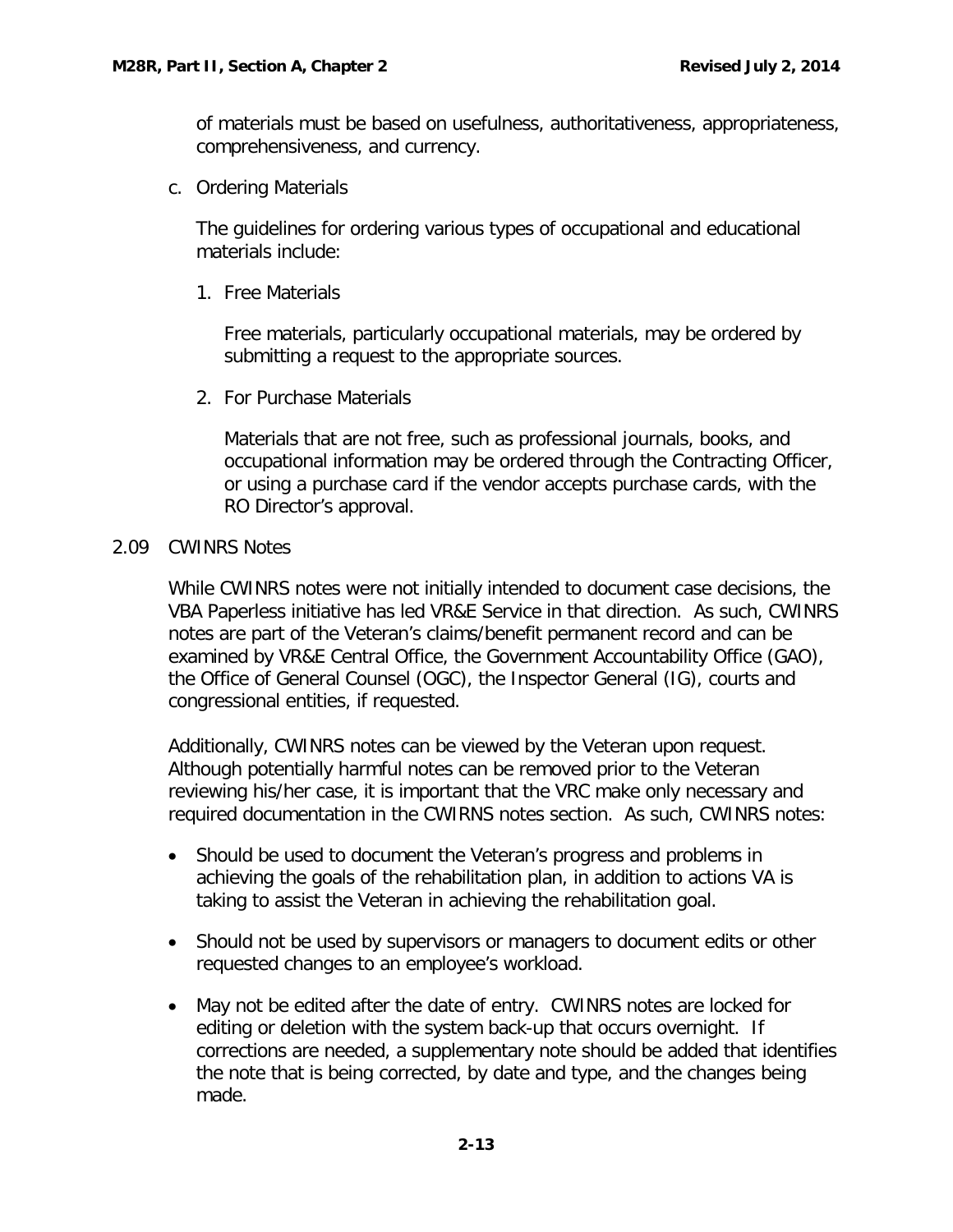of materials must be based on usefulness, authoritativeness, appropriateness, comprehensiveness, and currency.

c. Ordering Materials

The guidelines for ordering various types of occupational and educational materials include:

1. Free Materials

   Free materials, particularly occupational materials, may be ordered by submitting a request to the appropriate sources.

2. For Purchase Materials

   Materials that are not free, such as professional journals, books, and occupational information may be ordered through the Contracting Officer, or using a purchase card if the vendor accepts purchase cards, with the RO Director's approval.

## 2.09 CWINRS Notes

While CWINRS notes were not initially intended to document case decisions, the VBA Paperless initiative has led VR&E Service in that direction. As such, CWINRS notes are part of the Veteran's claims/benefit permanent record and can be examined by VR&E Central Office, the Government Accountability Office (GAO), the Office of General Counsel (OGC), the Inspector General (IG), courts and congressional entities, if requested.

Additionally, CWINRS notes can be viewed by the Veteran upon request. Although potentially harmful notes can be removed prior to the Veteran reviewing his/her case, it is important that the VRC make only necessary and required documentation in the CWIRNS notes section. As such, CWINRS notes:

- Should be used to document the Veteran's progress and problems in achieving the goals of the rehabilitation plan, in addition to actions VA is taking to assist the Veteran in achieving the rehabilitation goal.

- Should not be used by supervisors or managers to document edits or other requested changes to an employee's workload.

- May not be edited after the date of entry. CWINRS notes are locked for editing or deletion with the system back-up that occurs overnight. If corrections are needed, a supplementary note should be added that identifies the note that is being corrected, by date and type, and the changes being made.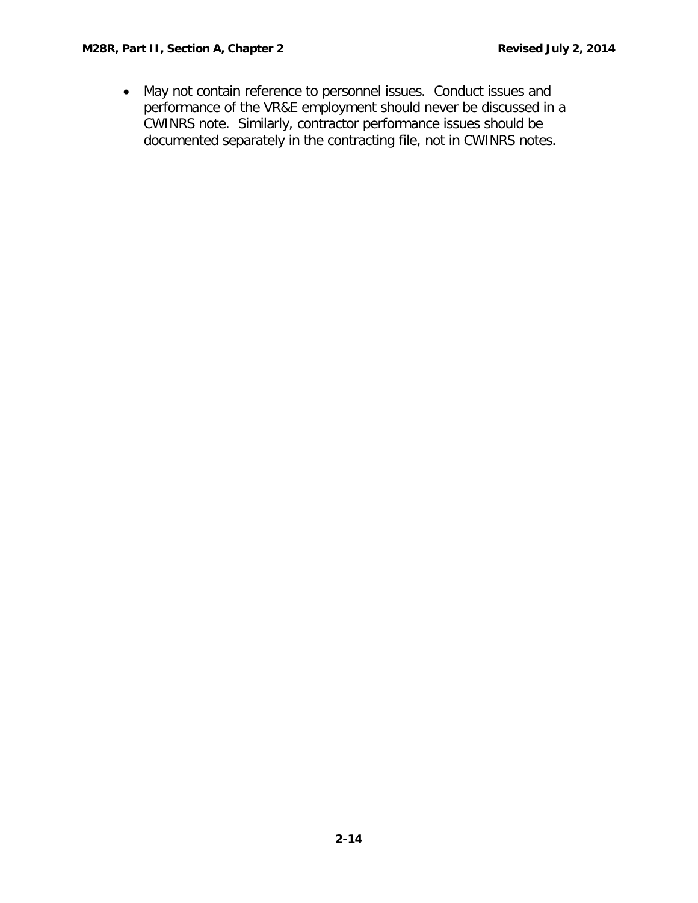- May not contain reference to personnel issues. Conduct issues and performance of the VR&E employment should never be discussed in a CWINRS note. Similarly, contractor performance issues should be documented separately in the contracting file, not in CWINRS notes.